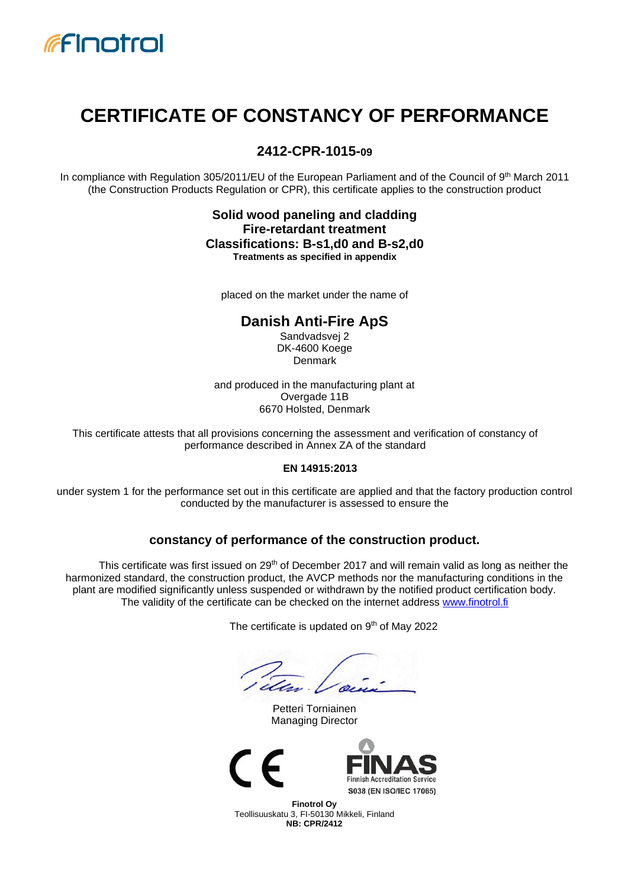# CERTIFICATE OF CONSTANCY OF PERFORMANCE

## 2412-CPR-1015-09

In compliance with Regulation 305/2011/EU of the European Parliament and of the Council of 9th March 2011 (the Construction Products Regulation or CPR), this certificate applies to the construction product

**Solid wood paneling and cladding**
**Fire-retardant treatment**
**Classifications: B-s1,d0 and B-s2,d0**
**Treatments as specified in appendix**

placed on the market under the name of

**Danish Anti-Fire ApS**
Sandvadsvej 2
DK-4600 Koege
Denmark

and produced in the manufacturing plant at
Overgade 11B
6670 Holsted, Denmark

This certificate attests that all provisions concerning the assessment and verification of constancy of performance described in Annex ZA of the standard

**EN 14915:2013**

under system 1 for the performance set out in this certificate are applied and that the factory production control conducted by the manufacturer is assessed to ensure the

**constancy of performance of the construction product.**

This certificate was first issued on 29th of December 2017 and will remain valid as long as neither the harmonized standard, the construction product, the AVCP methods nor the manufacturing conditions in the plant are modified significantly unless suspended or withdrawn by the notified product certification body. The validity of the certificate can be checked on the internet address www.finotrol.fi

The certificate is updated on 9th of May 2022

Petteri Torniainen
Managing Director

FINAS
Finnish Accreditation Service
S038 (EN ISO/IEC 17065)

**Finotrol Oy**
Teollisuuskatu 3, FI-50130 Mikkeli, Finland
**NB: CPR/2412**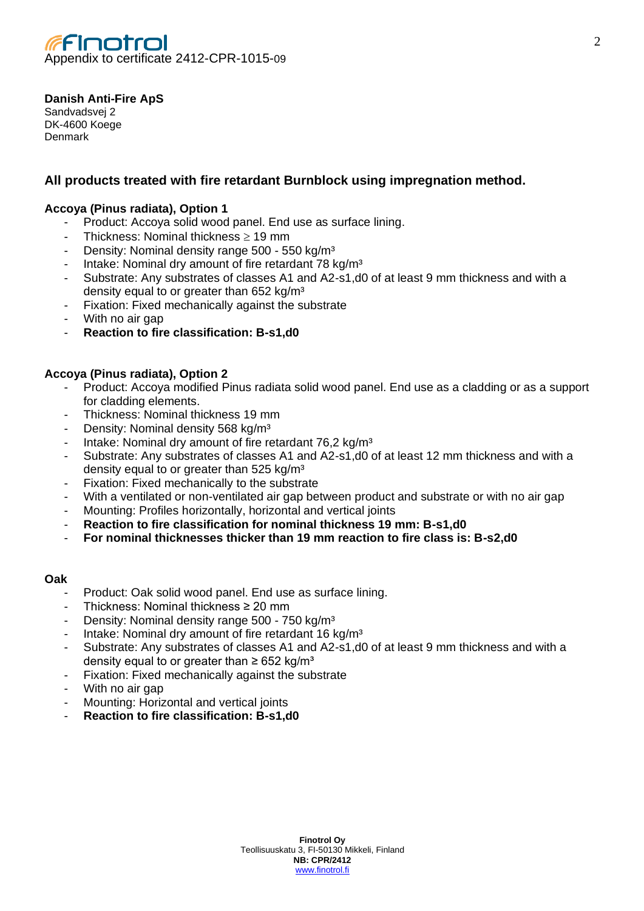Appendix to certificate 2412-CPR-1015-09

**Danish Anti-Fire ApS**
Sandvadsvej 2
DK-4600 Koege
Denmark

## All products treated with fire retardant Burnblock using impregnation method.

**Accoya (Pinus radiata), Option 1**

- Product: Accoya solid wood panel. End use as surface lining.
- Thickness: Nominal thickness ≥ 19 mm
- Density: Nominal density range 500 - 550 kg/m³
- Intake: Nominal dry amount of fire retardant 78 kg/m³
- Substrate: Any substrates of classes A1 and A2-s1,d0 of at least 9 mm thickness and with a density equal to or greater than 652 kg/m³
- Fixation: Fixed mechanically against the substrate
- With no air gap
- **Reaction to fire classification: B-s1,d0**

**Accoya (Pinus radiata), Option 2**

- Product: Accoya modified Pinus radiata solid wood panel. End use as a cladding or as a support for cladding elements.
- Thickness: Nominal thickness 19 mm
- Density: Nominal density 568 kg/m³
- Intake: Nominal dry amount of fire retardant 76,2 kg/m³
- Substrate: Any substrates of classes A1 and A2-s1,d0 of at least 12 mm thickness and with a density equal to or greater than 525 kg/m³
- Fixation: Fixed mechanically to the substrate
- With a ventilated or non-ventilated air gap between product and substrate or with no air gap
- Mounting: Profiles horizontally, horizontal and vertical joints
- **Reaction to fire classification for nominal thickness 19 mm: B-s1,d0**
- **For nominal thicknesses thicker than 19 mm reaction to fire class is: B-s2,d0**

**Oak**

- Product: Oak solid wood panel. End use as surface lining.
- Thickness: Nominal thickness ≥ 20 mm
- Density: Nominal density range 500 - 750 kg/m³
- Intake: Nominal dry amount of fire retardant 16 kg/m³
- Substrate: Any substrates of classes A1 and A2-s1,d0 of at least 9 mm thickness and with a density equal to or greater than ≥ 652 kg/m³
- Fixation: Fixed mechanically against the substrate
- With no air gap
- Mounting: Horizontal and vertical joints
- **Reaction to fire classification: B-s1,d0**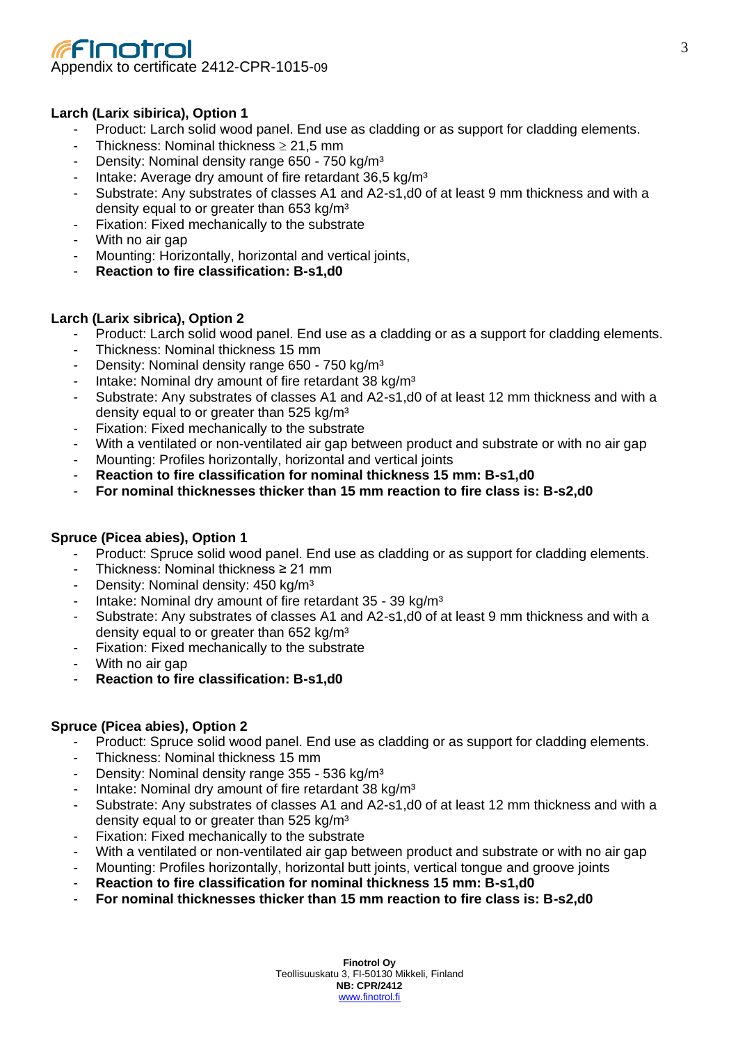**Larch (Larix sibirica), Option 1**

- Product: Larch solid wood panel. End use as cladding or as support for cladding elements.
- Thickness: Nominal thickness ≥ 21,5 mm
- Density: Nominal density range 650 - 750 kg/m³
- Intake: Average dry amount of fire retardant 36,5 kg/m³
- Substrate: Any substrates of classes A1 and A2-s1,d0 of at least 9 mm thickness and with a density equal to or greater than 653 kg/m³
- Fixation: Fixed mechanically to the substrate
- With no air gap
- Mounting: Horizontally, horizontal and vertical joints,
- **Reaction to fire classification: B-s1,d0**

**Larch (Larix sibrica), Option 2**

- Product: Larch solid wood panel. End use as a cladding or as a support for cladding elements.
- Thickness: Nominal thickness 15 mm
- Density: Nominal density range 650 - 750 kg/m³
- Intake: Nominal dry amount of fire retardant 38 kg/m³
- Substrate: Any substrates of classes A1 and A2-s1,d0 of at least 12 mm thickness and with a density equal to or greater than 525 kg/m³
- Fixation: Fixed mechanically to the substrate
- With a ventilated or non-ventilated air gap between product and substrate or with no air gap
- Mounting: Profiles horizontally, horizontal and vertical joints
- **Reaction to fire classification for nominal thickness 15 mm: B-s1,d0**
- **For nominal thicknesses thicker than 15 mm reaction to fire class is: B-s2,d0**

**Spruce (Picea abies), Option 1**

- Product: Spruce solid wood panel. End use as cladding or as support for cladding elements.
- Thickness: Nominal thickness ≥ 21 mm
- Density: Nominal density: 450 kg/m³
- Intake: Nominal dry amount of fire retardant 35 - 39 kg/m³
- Substrate: Any substrates of classes A1 and A2-s1,d0 of at least 9 mm thickness and with a density equal to or greater than 652 kg/m³
- Fixation: Fixed mechanically to the substrate
- With no air gap
- **Reaction to fire classification: B-s1,d0**

**Spruce (Picea abies), Option 2**

- Product: Spruce solid wood panel. End use as cladding or as support for cladding elements.
- Thickness: Nominal thickness 15 mm
- Density: Nominal density range 355 - 536 kg/m³
- Intake: Nominal dry amount of fire retardant 38 kg/m³
- Substrate: Any substrates of classes A1 and A2-s1,d0 of at least 12 mm thickness and with a density equal to or greater than 525 kg/m³
- Fixation: Fixed mechanically to the substrate
- With a ventilated or non-ventilated air gap between product and substrate or with no air gap
- Mounting: Profiles horizontally, horizontal butt joints, vertical tongue and groove joints
- **Reaction to fire classification for nominal thickness 15 mm: B-s1,d0**
- **For nominal thicknesses thicker than 15 mm reaction to fire class is: B-s2,d0**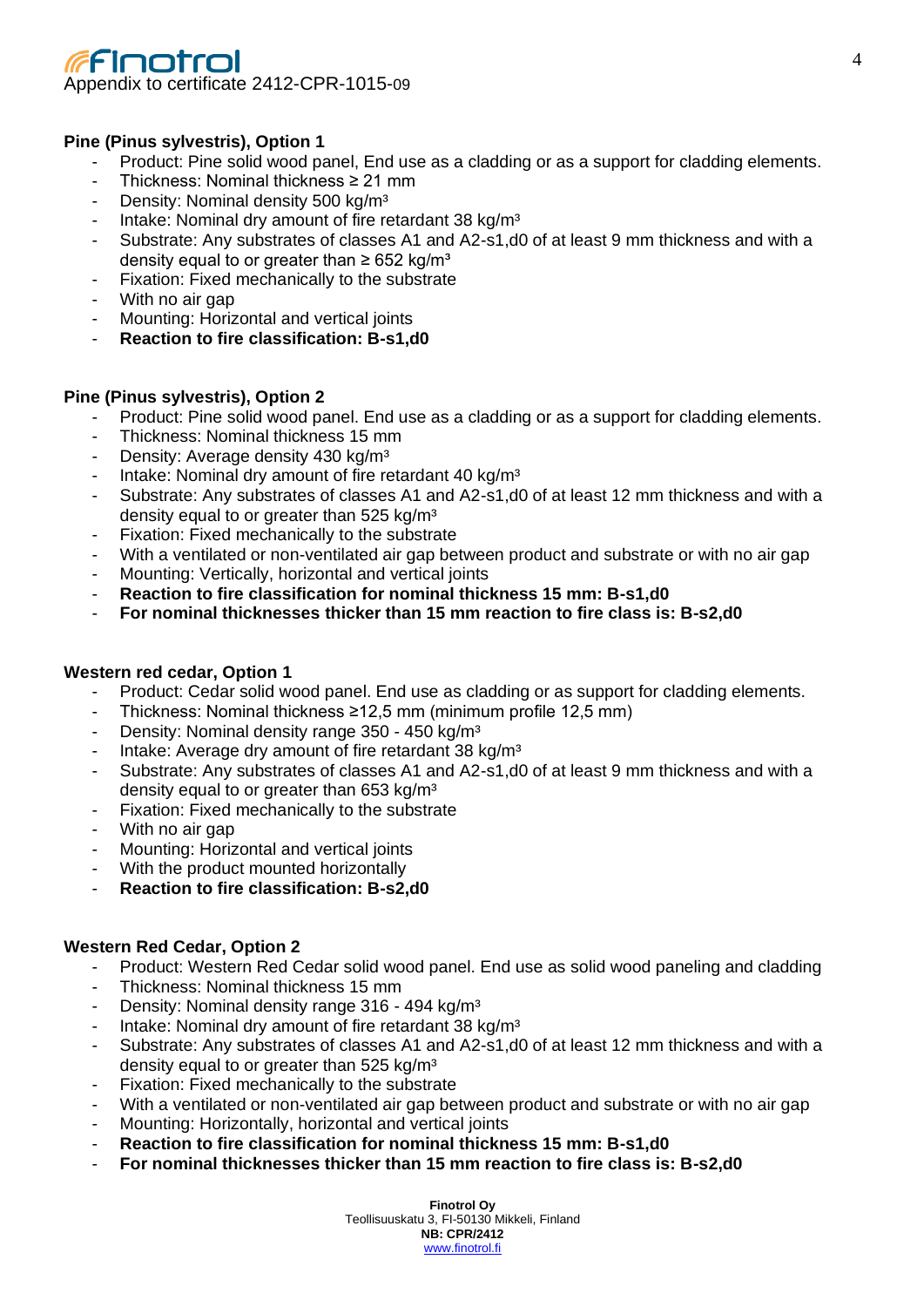Appendix to certificate 2412-CPR-1015-09

**Pine (Pinus sylvestris), Option 1**

- Product: Pine solid wood panel, End use as a cladding or as a support for cladding elements.
- Thickness: Nominal thickness ≥ 21 mm
- Density: Nominal density 500 kg/m³
- Intake: Nominal dry amount of fire retardant 38 kg/m³
- Substrate: Any substrates of classes A1 and A2-s1,d0 of at least 9 mm thickness and with a density equal to or greater than ≥ 652 kg/m³
- Fixation: Fixed mechanically to the substrate
- With no air gap
- Mounting: Horizontal and vertical joints
- **Reaction to fire classification: B-s1,d0**

**Pine (Pinus sylvestris), Option 2**

- Product: Pine solid wood panel. End use as a cladding or as a support for cladding elements.
- Thickness: Nominal thickness 15 mm
- Density: Average density 430 kg/m³
- Intake: Nominal dry amount of fire retardant 40 kg/m³
- Substrate: Any substrates of classes A1 and A2-s1,d0 of at least 12 mm thickness and with a density equal to or greater than 525 kg/m³
- Fixation: Fixed mechanically to the substrate
- With a ventilated or non-ventilated air gap between product and substrate or with no air gap
- Mounting: Vertically, horizontal and vertical joints
- **Reaction to fire classification for nominal thickness 15 mm: B-s1,d0**
- **For nominal thicknesses thicker than 15 mm reaction to fire class is: B-s2,d0**

**Western red cedar, Option 1**

- Product: Cedar solid wood panel. End use as cladding or as support for cladding elements.
- Thickness: Nominal thickness ≥12,5 mm (minimum profile 12,5 mm)
- Density: Nominal density range 350 - 450 kg/m³
- Intake: Average dry amount of fire retardant 38 kg/m³
- Substrate: Any substrates of classes A1 and A2-s1,d0 of at least 9 mm thickness and with a density equal to or greater than 653 kg/m³
- Fixation: Fixed mechanically to the substrate
- With no air gap
- Mounting: Horizontal and vertical joints
- With the product mounted horizontally
- **Reaction to fire classification: B-s2,d0**

**Western Red Cedar, Option 2**

- Product: Western Red Cedar solid wood panel. End use as solid wood paneling and cladding
- Thickness: Nominal thickness 15 mm
- Density: Nominal density range 316 - 494 kg/m³
- Intake: Nominal dry amount of fire retardant 38 kg/m³
- Substrate: Any substrates of classes A1 and A2-s1,d0 of at least 12 mm thickness and with a density equal to or greater than 525 kg/m³
- Fixation: Fixed mechanically to the substrate
- With a ventilated or non-ventilated air gap between product and substrate or with no air gap
- Mounting: Horizontally, horizontal and vertical joints
- **Reaction to fire classification for nominal thickness 15 mm: B-s1,d0**
- **For nominal thicknesses thicker than 15 mm reaction to fire class is: B-s2,d0**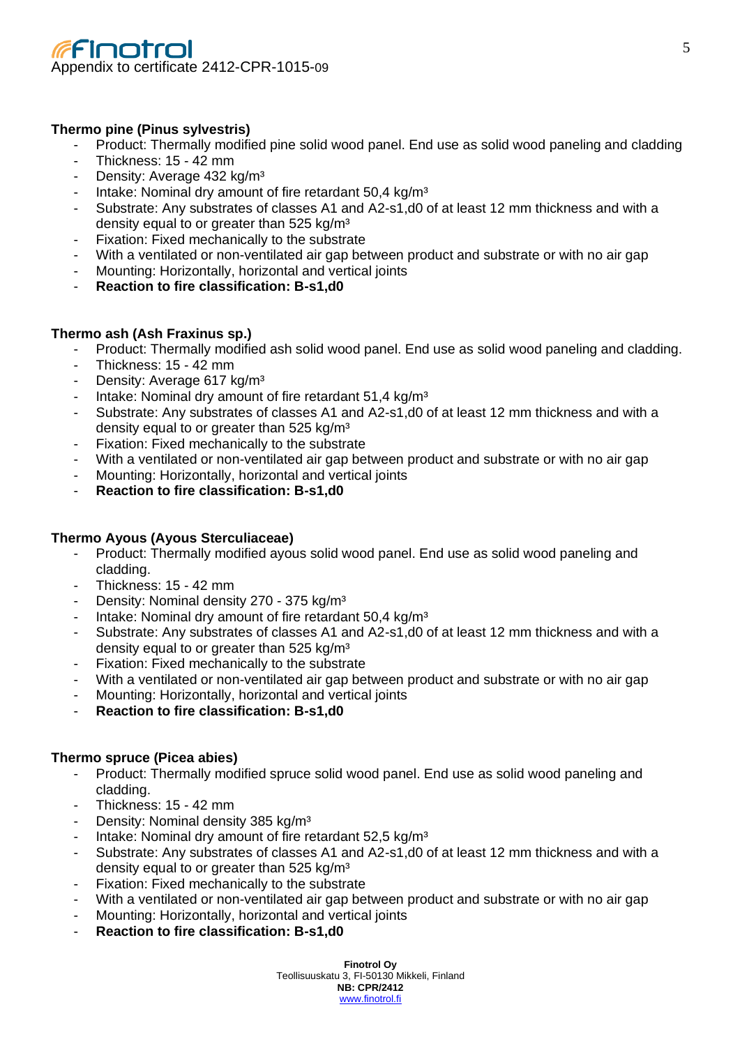**Thermo pine (Pinus sylvestris)**

- Product: Thermally modified pine solid wood panel. End use as solid wood paneling and cladding
- Thickness: 15 - 42 mm
- Density: Average 432 kg/m³
- Intake: Nominal dry amount of fire retardant 50,4 kg/m³
- Substrate: Any substrates of classes A1 and A2-s1,d0 of at least 12 mm thickness and with a density equal to or greater than 525 kg/m³
- Fixation: Fixed mechanically to the substrate
- With a ventilated or non-ventilated air gap between product and substrate or with no air gap
- Mounting: Horizontally, horizontal and vertical joints
- **Reaction to fire classification: B-s1,d0**

**Thermo ash (Ash Fraxinus sp.)**

- Product: Thermally modified ash solid wood panel. End use as solid wood paneling and cladding.
- Thickness: 15 - 42 mm
- Density: Average 617 kg/m³
- Intake: Nominal dry amount of fire retardant 51,4 kg/m³
- Substrate: Any substrates of classes A1 and A2-s1,d0 of at least 12 mm thickness and with a density equal to or greater than 525 kg/m³
- Fixation: Fixed mechanically to the substrate
- With a ventilated or non-ventilated air gap between product and substrate or with no air gap
- Mounting: Horizontally, horizontal and vertical joints
- **Reaction to fire classification: B-s1,d0**

**Thermo Ayous (Ayous Sterculiaceae)**

- Product: Thermally modified ayous solid wood panel. End use as solid wood paneling and cladding.
- Thickness: 15 - 42 mm
- Density: Nominal density 270 - 375 kg/m³
- Intake: Nominal dry amount of fire retardant 50,4 kg/m³
- Substrate: Any substrates of classes A1 and A2-s1,d0 of at least 12 mm thickness and with a density equal to or greater than 525 kg/m³
- Fixation: Fixed mechanically to the substrate
- With a ventilated or non-ventilated air gap between product and substrate or with no air gap
- Mounting: Horizontally, horizontal and vertical joints
- **Reaction to fire classification: B-s1,d0**

**Thermo spruce (Picea abies)**

- Product: Thermally modified spruce solid wood panel. End use as solid wood paneling and cladding.
- Thickness: 15 - 42 mm
- Density: Nominal density 385 kg/m³
- Intake: Nominal dry amount of fire retardant 52,5 kg/m³
- Substrate: Any substrates of classes A1 and A2-s1,d0 of at least 12 mm thickness and with a density equal to or greater than 525 kg/m³
- Fixation: Fixed mechanically to the substrate
- With a ventilated or non-ventilated air gap between product and substrate or with no air gap
- Mounting: Horizontally, horizontal and vertical joints
- **Reaction to fire classification: B-s1,d0**